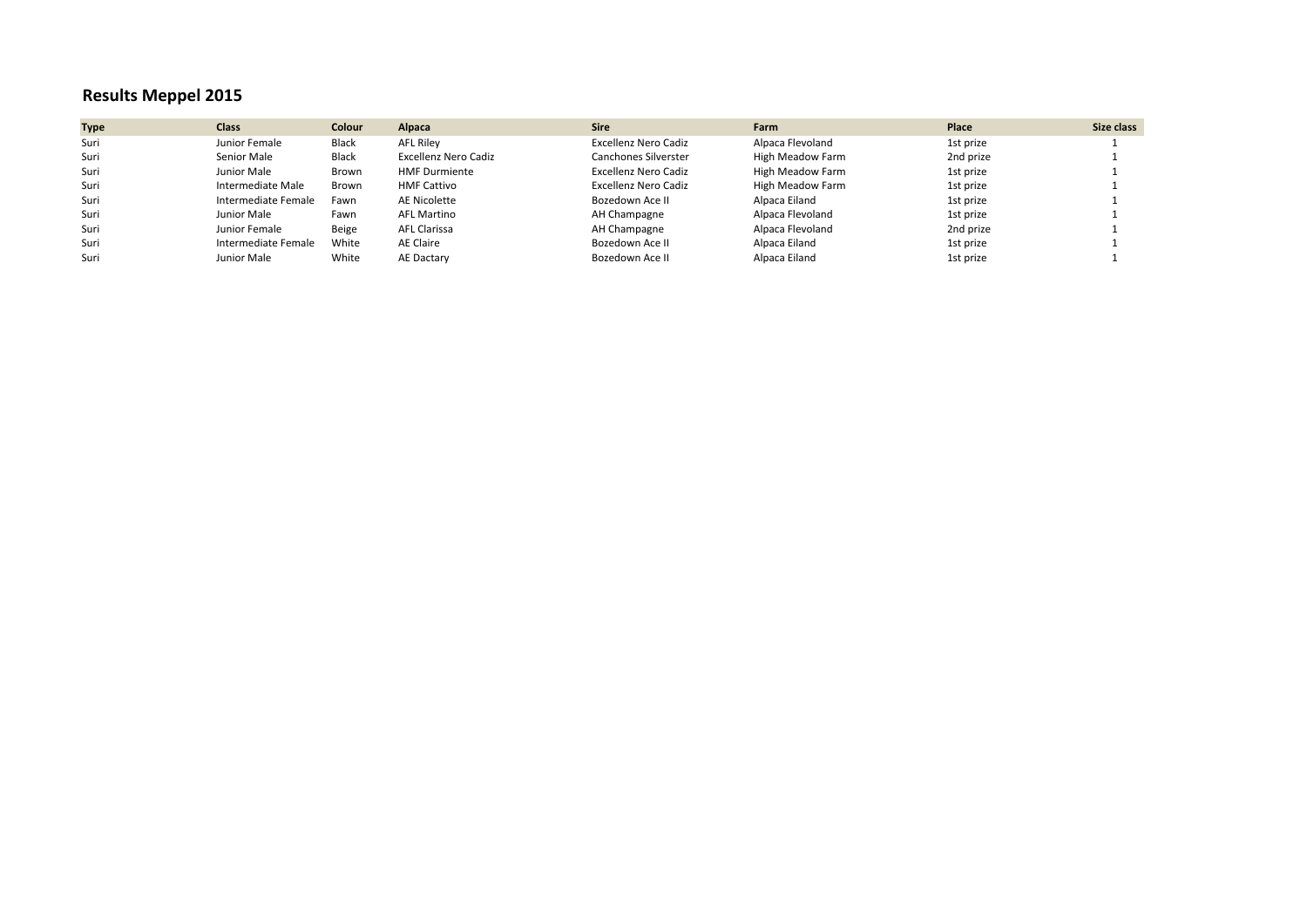# Results Meppel 2015

| Type | Class | Colour | Alpaca | Sire | Farm | Place | Size class |
|---|---|---|---|---|---|---|---|
| Suri | Junior Female | Black | AFL Riley | Excellenz Nero Cadiz | Alpaca Flevoland | 1st prize | 1 |
| Suri | Senior Male | Black | Excellenz Nero Cadiz | Canchones Silverster | High Meadow Farm | 2nd prize | 1 |
| Suri | Junior Male | Brown | HMF Durmiente | Excellenz Nero Cadiz | High Meadow Farm | 1st prize | 1 |
| Suri | Intermediate Male | Brown | HMF Cattivo | Excellenz Nero Cadiz | High Meadow Farm | 1st prize | 1 |
| Suri | Intermediate Female | Fawn | AE Nicolette | Bozedown Ace II | Alpaca Eiland | 1st prize | 1 |
| Suri | Junior Male | Fawn | AFL Martino | AH Champagne | Alpaca Flevoland | 1st prize | 1 |
| Suri | Junior Female | Beige | AFL Clarissa | AH Champagne | Alpaca Flevoland | 2nd prize | 1 |
| Suri | Intermediate Female | White | AE Claire | Bozedown Ace II | Alpaca Eiland | 1st prize | 1 |
| Suri | Junior Male | White | AE Dactary | Bozedown Ace II | Alpaca Eiland | 1st prize | 1 |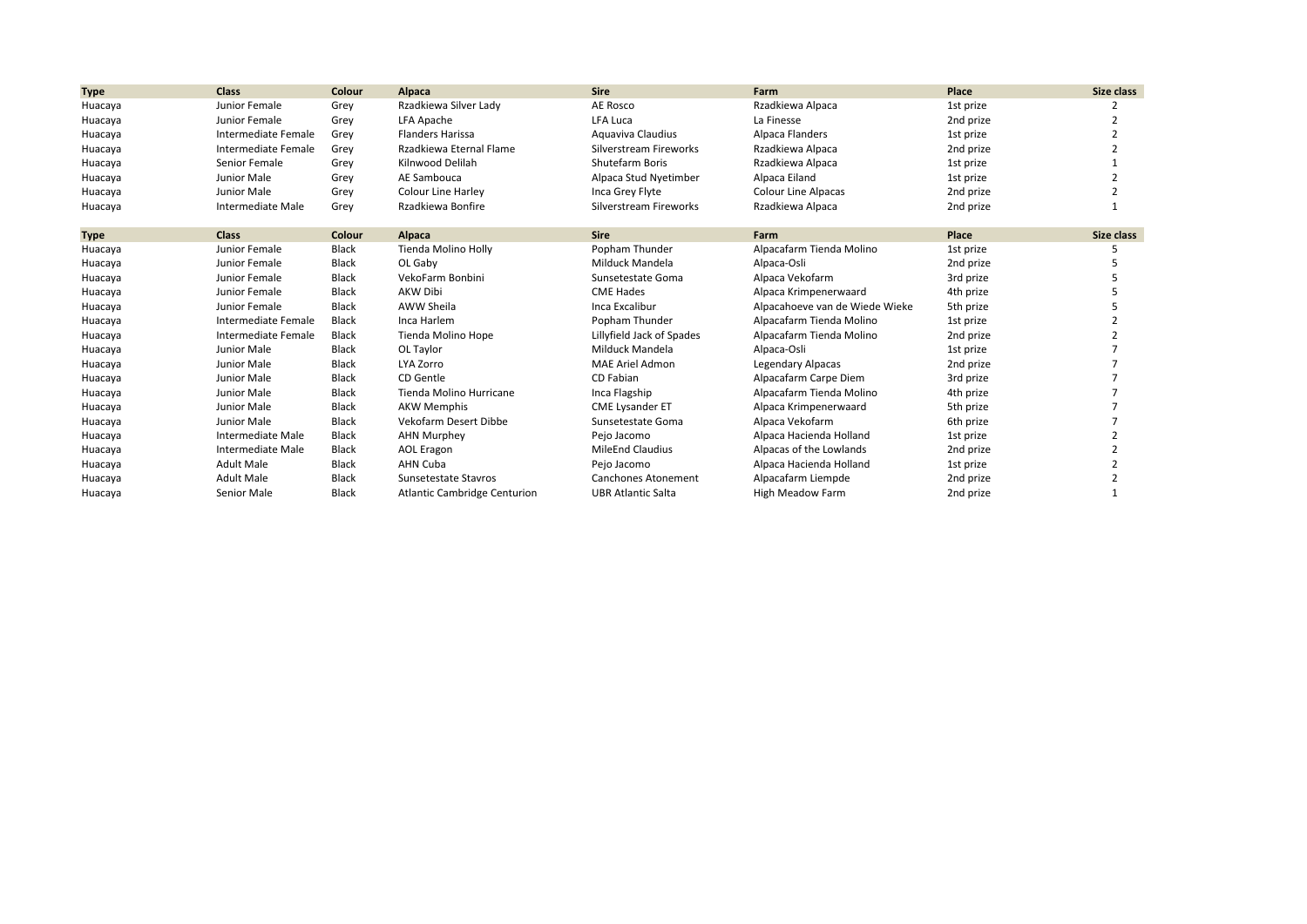| Type | Class | Colour | Alpaca | Sire | Farm | Place | Size class |
|---|---|---|---|---|---|---|---|
| Huacaya | Junior Female | Grey | Rzadkiewa Silver Lady | AE Rosco | Rzadkiewa Alpaca | 1st prize | 2 |
| Huacaya | Junior Female | Grey | LFA Apache | LFA Luca | La Finesse | 2nd prize | 2 |
| Huacaya | Intermediate Female | Grey | Flanders Harissa | Aquaviva Claudius | Alpaca Flanders | 1st prize | 2 |
| Huacaya | Intermediate Female | Grey | Rzadkiewa Eternal Flame | Silverstream Fireworks | Rzadkiewa Alpaca | 2nd prize | 2 |
| Huacaya | Senior Female | Grey | Kilnwood Delilah | Shutefarm Boris | Rzadkiewa Alpaca | 1st prize | 1 |
| Huacaya | Junior Male | Grey | AE Sambouca | Alpaca Stud Nyetimber | Alpaca Eiland | 1st prize | 2 |
| Huacaya | Junior Male | Grey | Colour Line Harley | Inca Grey Flyte | Colour Line Alpacas | 2nd prize | 2 |
| Huacaya | Intermediate Male | Grey | Rzadkiewa Bonfire | Silverstream Fireworks | Rzadkiewa Alpaca | 2nd prize | 1 |

| Type | Class | Colour | Alpaca | Sire | Farm | Place | Size class |
|---|---|---|---|---|---|---|---|
| Huacaya | Junior Female | Black | Tienda Molino Holly | Popham Thunder | Alpacafarm Tienda Molino | 1st prize | 5 |
| Huacaya | Junior Female | Black | OL Gaby | Milduck Mandela | Alpaca-Osli | 2nd prize | 5 |
| Huacaya | Junior Female | Black | VekoFarm Bonbini | Sunsetestate Goma | Alpaca Vekofarm | 3rd prize | 5 |
| Huacaya | Junior Female | Black | AKW Dibi | CME Hades | Alpaca Krimpenerwaard | 4th prize | 5 |
| Huacaya | Junior Female | Black | AWW Sheila | Inca Excalibur | Alpacahoeve van de Wiede Wieke | 5th prize | 5 |
| Huacaya | Intermediate Female | Black | Inca Harlem | Popham Thunder | Alpacafarm Tienda Molino | 1st prize | 2 |
| Huacaya | Intermediate Female | Black | Tienda Molino Hope | Lillyfield Jack of Spades | Alpacafarm Tienda Molino | 2nd prize | 2 |
| Huacaya | Junior Male | Black | OL Taylor | Milduck Mandela | Alpaca-Osli | 1st prize | 7 |
| Huacaya | Junior Male | Black | LYA Zorro | MAE Ariel Admon | Legendary Alpacas | 2nd prize | 7 |
| Huacaya | Junior Male | Black | CD Gentle | CD Fabian | Alpacafarm Carpe Diem | 3rd prize | 7 |
| Huacaya | Junior Male | Black | Tienda Molino Hurricane | Inca Flagship | Alpacafarm Tienda Molino | 4th prize | 7 |
| Huacaya | Junior Male | Black | AKW Memphis | CME Lysander ET | Alpaca Krimpenerwaard | 5th prize | 7 |
| Huacaya | Junior Male | Black | Vekofarm Desert Dibbe | Sunsetestate Goma | Alpaca Vekofarm | 6th prize | 7 |
| Huacaya | Intermediate Male | Black | AHN Murphey | Pejo Jacomo | Alpaca Hacienda Holland | 1st prize | 2 |
| Huacaya | Intermediate Male | Black | AOL Eragon | MileEnd Claudius | Alpacas of the Lowlands | 2nd prize | 2 |
| Huacaya | Adult Male | Black | AHN Cuba | Pejo Jacomo | Alpaca Hacienda Holland | 1st prize | 2 |
| Huacaya | Adult Male | Black | Sunsetestate Stavros | Canchones Atonement | Alpacafarm Liempde | 2nd prize | 2 |
| Huacaya | Senior Male | Black | Atlantic Cambridge Centurion | UBR Atlantic Salta | High Meadow Farm | 2nd prize | 1 |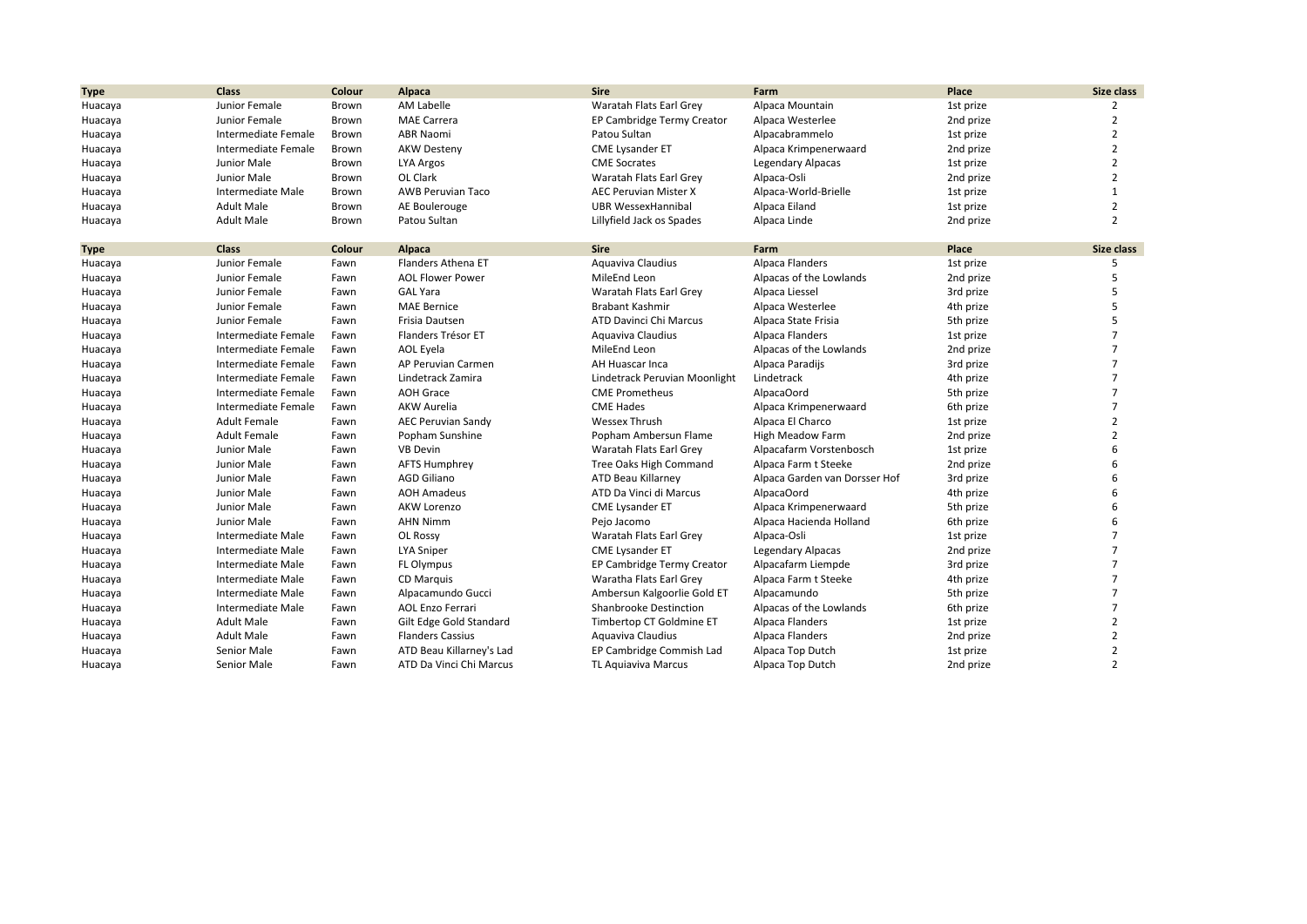| Type | Class | Colour | Alpaca | Sire | Farm | Place | Size class |
|---|---|---|---|---|---|---|---|
| Huacaya | Junior Female | Brown | AM Labelle | Waratah Flats Earl Grey | Alpaca Mountain | 1st prize | 2 |
| Huacaya | Junior Female | Brown | MAE Carrera | EP Cambridge Termy Creator | Alpaca Westerlee | 2nd prize | 2 |
| Huacaya | Intermediate Female | Brown | ABR Naomi | Patou Sultan | Alpacabrammelo | 1st prize | 2 |
| Huacaya | Intermediate Female | Brown | AKW Desteny | CME Lysander ET | Alpaca Krimpenerwaard | 2nd prize | 2 |
| Huacaya | Junior Male | Brown | LYA Argos | CME Socrates | Legendary Alpacas | 1st prize | 2 |
| Huacaya | Junior Male | Brown | OL Clark | Waratah Flats Earl Grey | Alpaca-Osli | 2nd prize | 2 |
| Huacaya | Intermediate Male | Brown | AWB Peruvian Taco | AEC Peruvian Mister X | Alpaca-World-Brielle | 1st prize | 1 |
| Huacaya | Adult Male | Brown | AE Boulerouge | UBR WessexHannibal | Alpaca Eiland | 1st prize | 2 |
| Huacaya | Adult Male | Brown | Patou Sultan | Lillyfield Jack os Spades | Alpaca Linde | 2nd prize | 2 |

| Type | Class | Colour | Alpaca | Sire | Farm | Place | Size class |
|---|---|---|---|---|---|---|---|
| Huacaya | Junior Female | Fawn | Flanders Athena ET | Aquaviva Claudius | Alpaca Flanders | 1st prize | 5 |
| Huacaya | Junior Female | Fawn | AOL Flower Power | MileEnd Leon | Alpacas of the Lowlands | 2nd prize | 5 |
| Huacaya | Junior Female | Fawn | GAL Yara | Waratah Flats Earl Grey | Alpaca Liessel | 3rd prize | 5 |
| Huacaya | Junior Female | Fawn | MAE Bernice | Brabant Kashmir | Alpaca Westerlee | 4th prize | 5 |
| Huacaya | Junior Female | Fawn | Frisia Dautsen | ATD Davinci Chi Marcus | Alpaca State Frisia | 5th prize | 5 |
| Huacaya | Intermediate Female | Fawn | Flanders Trésor ET | Aquaviva Claudius | Alpaca Flanders | 1st prize | 7 |
| Huacaya | Intermediate Female | Fawn | AOL Eyela | MileEnd Leon | Alpacas of the Lowlands | 2nd prize | 7 |
| Huacaya | Intermediate Female | Fawn | AP Peruvian Carmen | AH Huascar Inca | Alpaca Paradijs | 3rd prize | 7 |
| Huacaya | Intermediate Female | Fawn | Lindetrack Zamira | Lindetrack Peruvian Moonlight | Lindetrack | 4th prize | 7 |
| Huacaya | Intermediate Female | Fawn | AOH Grace | CME Prometheus | AlpacaOord | 5th prize | 7 |
| Huacaya | Intermediate Female | Fawn | AKW Aurelia | CME Hades | Alpaca Krimpenerwaard | 6th prize | 7 |
| Huacaya | Adult Female | Fawn | AEC Peruvian Sandy | Wessex Thrush | Alpaca El Charco | 1st prize | 2 |
| Huacaya | Adult Female | Fawn | Popham Sunshine | Popham Ambersun Flame | High Meadow Farm | 2nd prize | 2 |
| Huacaya | Junior Male | Fawn | VB Devin | Waratah Flats Earl Grey | Alpacafarm Vorstenbosch | 1st prize | 6 |
| Huacaya | Junior Male | Fawn | AFTS Humphrey | Tree Oaks High Command | Alpaca Farm t Steeke | 2nd prize | 6 |
| Huacaya | Junior Male | Fawn | AGD Giliano | ATD Beau Killarney | Alpaca Garden van Dorsser Hof | 3rd prize | 6 |
| Huacaya | Junior Male | Fawn | AOH Amadeus | ATD Da Vinci di Marcus | AlpacaOord | 4th prize | 6 |
| Huacaya | Junior Male | Fawn | AKW Lorenzo | CME Lysander ET | Alpaca Krimpenerwaard | 5th prize | 6 |
| Huacaya | Junior Male | Fawn | AHN Nimm | Pejo Jacomo | Alpaca Hacienda Holland | 6th prize | 6 |
| Huacaya | Intermediate Male | Fawn | OL Rossy | Waratah Flats Earl Grey | Alpaca-Osli | 1st prize | 7 |
| Huacaya | Intermediate Male | Fawn | LYA Sniper | CME Lysander ET | Legendary Alpacas | 2nd prize | 7 |
| Huacaya | Intermediate Male | Fawn | FL Olympus | EP Cambridge Termy Creator | Alpacafarm Liempde | 3rd prize | 7 |
| Huacaya | Intermediate Male | Fawn | CD Marquis | Waratha Flats Earl Grey | Alpaca Farm t Steeke | 4th prize | 7 |
| Huacaya | Intermediate Male | Fawn | Alpacamundo Gucci | Ambersun Kalgoorlie Gold ET | Alpacamundo | 5th prize | 7 |
| Huacaya | Intermediate Male | Fawn | AOL Enzo Ferrari | Shanbrooke Destinction | Alpacas of the Lowlands | 6th prize | 7 |
| Huacaya | Adult Male | Fawn | Gilt Edge Gold Standard | Timbertop CT Goldmine ET | Alpaca Flanders | 1st prize | 2 |
| Huacaya | Adult Male | Fawn | Flanders Cassius | Aquaviva Claudius | Alpaca Flanders | 2nd prize | 2 |
| Huacaya | Senior Male | Fawn | ATD Beau Killarney's Lad | EP Cambridge Commish Lad | Alpaca Top Dutch | 1st prize | 2 |
| Huacaya | Senior Male | Fawn | ATD Da Vinci Chi Marcus | TL Aquiaviva Marcus | Alpaca Top Dutch | 2nd prize | 2 |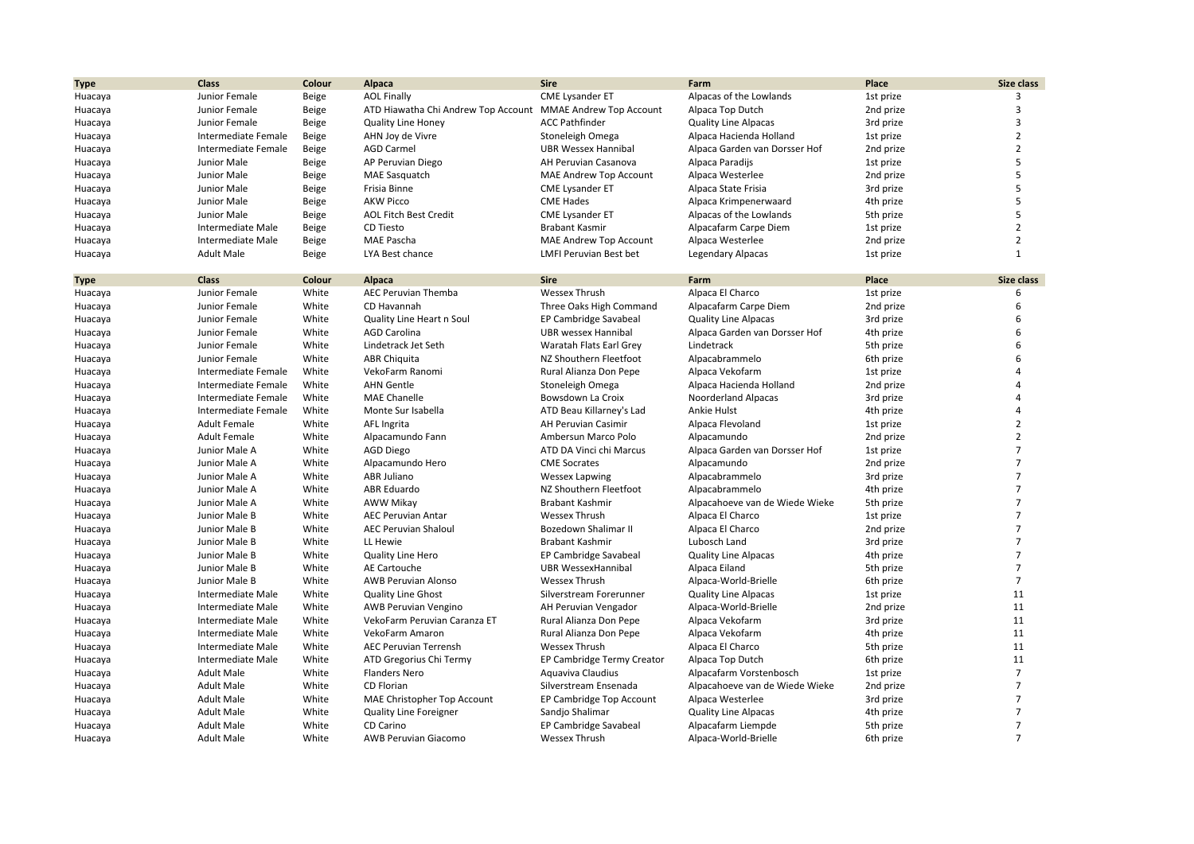| Type | Class | Colour | Alpaca | Sire | Farm | Place | Size class |
|---|---|---|---|---|---|---|---|
| Huacaya | Junior Female | Beige | AOL Finally | CME Lysander ET | Alpacas of the Lowlands | 1st prize | 3 |
| Huacaya | Junior Female | Beige | ATD Hiawatha Chi Andrew Top Account | MMAE Andrew Top Account | Alpaca Top Dutch | 2nd prize | 3 |
| Huacaya | Junior Female | Beige | Quality Line Honey | ACC Pathfinder | Quality Line Alpacas | 3rd prize | 3 |
| Huacaya | Intermediate Female | Beige | AHN Joy de Vivre | Stoneleigh Omega | Alpaca Hacienda Holland | 1st prize | 2 |
| Huacaya | Intermediate Female | Beige | AGD Carmel | UBR Wessex Hannibal | Alpaca Garden van Dorsser Hof | 2nd prize | 2 |
| Huacaya | Junior Male | Beige | AP Peruvian Diego | AH Peruvian Casanova | Alpaca Paradijs | 1st prize | 5 |
| Huacaya | Junior Male | Beige | MAE Sasquatch | MAE Andrew Top Account | Alpaca Westerlee | 2nd prize | 5 |
| Huacaya | Junior Male | Beige | Frisia Binne | CME Lysander ET | Alpaca State Frisia | 3rd prize | 5 |
| Huacaya | Junior Male | Beige | AKW Picco | CME Hades | Alpaca Krimpenerwaard | 4th prize | 5 |
| Huacaya | Junior Male | Beige | AOL Fitch Best Credit | CME Lysander ET | Alpacas of the Lowlands | 5th prize | 5 |
| Huacaya | Intermediate Male | Beige | CD Tiesto | Brabant Kasmir | Alpacafarm Carpe Diem | 1st prize | 2 |
| Huacaya | Intermediate Male | Beige | MAE Pascha | MAE Andrew Top Account | Alpaca Westerlee | 2nd prize | 2 |
| Huacaya | Adult Male | Beige | LYA Best chance | LMFI Peruvian Best bet | Legendary Alpacas | 1st prize | 1 |

| Type | Class | Colour | Alpaca | Sire | Farm | Place | Size class |
|---|---|---|---|---|---|---|---|
| Huacaya | Junior Female | White | AEC Peruvian Themba | Wessex Thrush | Alpaca El Charco | 1st prize | 6 |
| Huacaya | Junior Female | White | CD Havannah | Three Oaks High Command | Alpacafarm Carpe Diem | 2nd prize | 6 |
| Huacaya | Junior Female | White | Quality Line Heart n Soul | EP Cambridge Savabeal | Quality Line Alpacas | 3rd prize | 6 |
| Huacaya | Junior Female | White | AGD Carolina | UBR wessex Hannibal | Alpaca Garden van Dorsser Hof | 4th prize | 6 |
| Huacaya | Junior Female | White | Lindetrack Jet Seth | Waratah Flats Earl Grey | Lindetrack | 5th prize | 6 |
| Huacaya | Junior Female | White | ABR Chiquita | NZ Shouthern Fleetfoot | Alpacabrammelo | 6th prize | 6 |
| Huacaya | Intermediate Female | White | VekoFarm Ranomi | Rural Alianza Don Pepe | Alpaca Vekofarm | 1st prize | 4 |
| Huacaya | Intermediate Female | White | AHN Gentle | Stoneleigh Omega | Alpaca Hacienda Holland | 2nd prize | 4 |
| Huacaya | Intermediate Female | White | MAE Chanelle | Bowsdown La Croix | Noorderland Alpacas | 3rd prize | 4 |
| Huacaya | Intermediate Female | White | Monte Sur Isabella | ATD Beau Killarney's Lad | Ankie Hulst | 4th prize | 4 |
| Huacaya | Adult Female | White | AFL Ingrita | AH Peruvian Casimir | Alpaca Flevoland | 1st prize | 2 |
| Huacaya | Adult Female | White | Alpacamundo Fann | Ambersun Marco Polo | Alpacamundo | 2nd prize | 2 |
| Huacaya | Junior Male A | White | AGD Diego | ATD DA Vinci chi Marcus | Alpaca Garden van Dorsser Hof | 1st prize | 7 |
| Huacaya | Junior Male A | White | Alpacamundo Hero | CME Socrates | Alpacamundo | 2nd prize | 7 |
| Huacaya | Junior Male A | White | ABR Juliano | Wessex Lapwing | Alpacabrammelo | 3rd prize | 7 |
| Huacaya | Junior Male A | White | ABR Eduardo | NZ Shouthern Fleetfoot | Alpacabrammelo | 4th prize | 7 |
| Huacaya | Junior Male A | White | AWW Mikay | Brabant Kashmir | Alpacahoeve van de Wiede Wieke | 5th prize | 7 |
| Huacaya | Junior Male B | White | AEC Peruvian Antar | Wessex Thrush | Alpaca El Charco | 1st prize | 7 |
| Huacaya | Junior Male B | White | AEC Peruvian Shaloul | Bozedown Shalimar II | Alpaca El Charco | 2nd prize | 7 |
| Huacaya | Junior Male B | White | LL Hewie | Brabant Kashmir | Lubosch Land | 3rd prize | 7 |
| Huacaya | Junior Male B | White | Quality Line Hero | EP Cambridge Savabeal | Quality Line Alpacas | 4th prize | 7 |
| Huacaya | Junior Male B | White | AE Cartouche | UBR WessexHannibal | Alpaca Eiland | 5th prize | 7 |
| Huacaya | Junior Male B | White | AWB Peruvian Alonso | Wessex Thrush | Alpaca-World-Brielle | 6th prize | 7 |
| Huacaya | Intermediate Male | White | Quality Line Ghost | Silverstream Forerunner | Quality Line Alpacas | 1st prize | 11 |
| Huacaya | Intermediate Male | White | AWB Peruvian Vengino | AH Peruvian Vengador | Alpaca-World-Brielle | 2nd prize | 11 |
| Huacaya | Intermediate Male | White | VekoFarm Peruvian Caranza ET | Rural Alianza Don Pepe | Alpaca Vekofarm | 3rd prize | 11 |
| Huacaya | Intermediate Male | White | VekoFarm Amaron | Rural Alianza Don Pepe | Alpaca Vekofarm | 4th prize | 11 |
| Huacaya | Intermediate Male | White | AEC Peruvian Terrensh | Wessex Thrush | Alpaca El Charco | 5th prize | 11 |
| Huacaya | Intermediate Male | White | ATD Gregorius Chi Termy | EP Cambridge Termy Creator | Alpaca Top Dutch | 6th prize | 11 |
| Huacaya | Adult Male | White | Flanders Nero | Aquaviva Claudius | Alpacafarm Vorstenbosch | 1st prize | 7 |
| Huacaya | Adult Male | White | CD Florian | Silverstream Ensenada | Alpacahoeve van de Wiede Wieke | 2nd prize | 7 |
| Huacaya | Adult Male | White | MAE Christopher Top Account | EP Cambridge Top Account | Alpaca Westerlee | 3rd prize | 7 |
| Huacaya | Adult Male | White | Quality Line Foreigner | Sandjo Shalimar | Quality Line Alpacas | 4th prize | 7 |
| Huacaya | Adult Male | White | CD Carino | EP Cambridge Savabeal | Alpacafarm Liempde | 5th prize | 7 |
| Huacaya | Adult Male | White | AWB Peruvian Giacomo | Wessex Thrush | Alpaca-World-Brielle | 6th prize | 7 |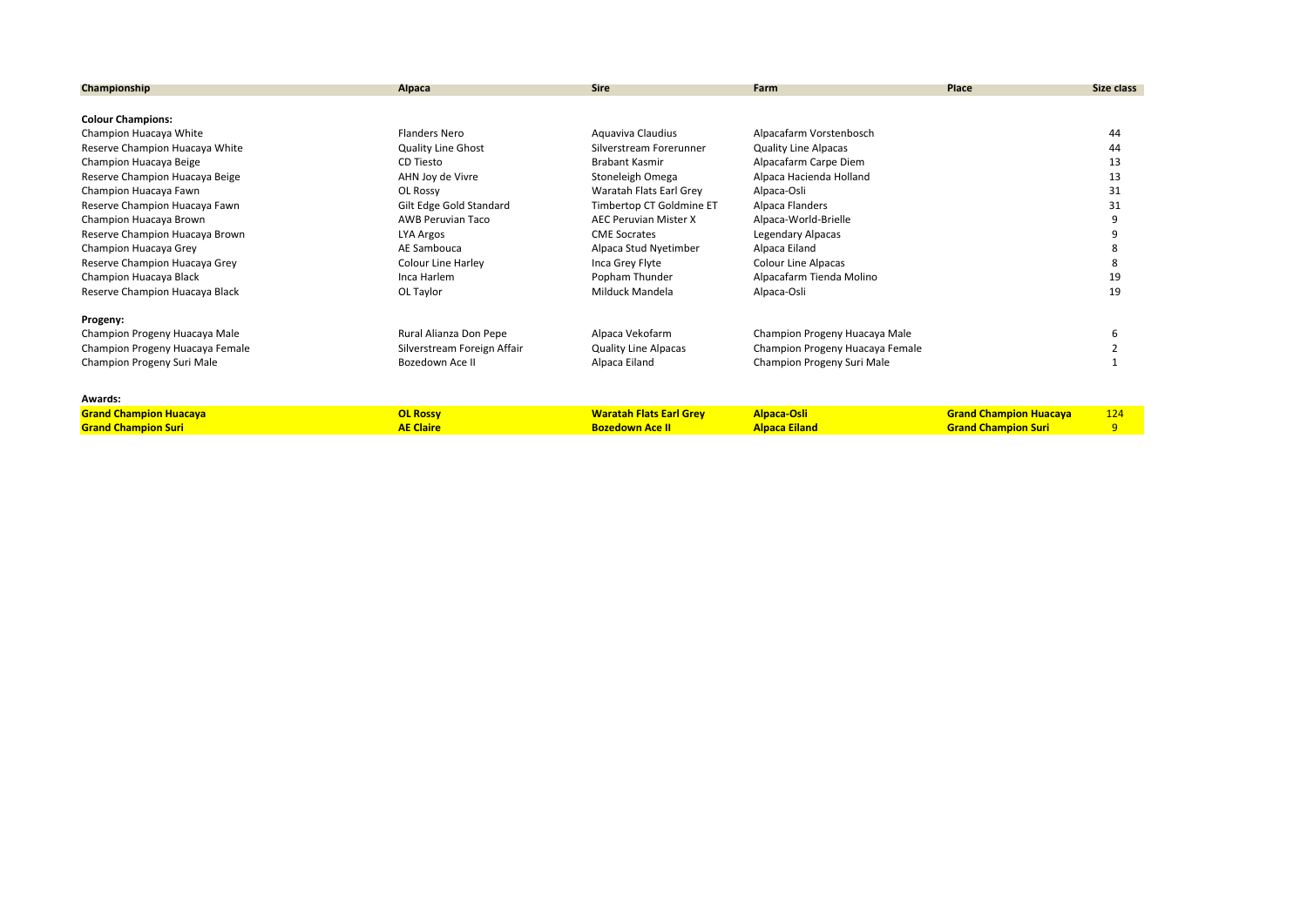| Championship | Alpaca | Sire | Farm | Place | Size class |
|---|---|---|---|---|---|
| **Colour Champions:** | | | | | |
| Champion Huacaya White | Flanders Nero | Aquaviva Claudius | Alpacafarm Vorstenbosch | | 44 |
| Reserve Champion Huacaya White | Quality Line Ghost | Silverstream Forerunner | Quality Line Alpacas | | 44 |
| Champion Huacaya Beige | CD Tiesto | Brabant Kasmir | Alpacafarm Carpe Diem | | 13 |
| Reserve Champion Huacaya Beige | AHN Joy de Vivre | Stoneleigh Omega | Alpaca Hacienda Holland | | 13 |
| Champion Huacaya Fawn | OL Rossy | Waratah Flats Earl Grey | Alpaca-Osli | | 31 |
| Reserve Champion Huacaya Fawn | Gilt Edge Gold Standard | Timbertop CT Goldmine ET | Alpaca Flanders | | 31 |
| Champion Huacaya Brown | AWB Peruvian Taco | AEC Peruvian Mister X | Alpaca-World-Brielle | | 9 |
| Reserve Champion Huacaya Brown | LYA Argos | CME Socrates | Legendary Alpacas | | 9 |
| Champion Huacaya Grey | AE Sambouca | Alpaca Stud Nyetimber | Alpaca Eiland | | 8 |
| Reserve Champion Huacaya Grey | Colour Line Harley | Inca Grey Flyte | Colour Line Alpacas | | 8 |
| Champion Huacaya Black | Inca Harlem | Popham Thunder | Alpacafarm Tienda Molino | | 19 |
| Reserve Champion Huacaya Black | OL Taylor | Milduck Mandela | Alpaca-Osli | | 19 |
| **Progeny:** | | | | | |
| Champion Progeny Huacaya Male | Rural Alianza Don Pepe | Alpaca Vekofarm | Champion Progeny Huacaya Male | | 6 |
| Champion Progeny Huacaya Female | Silverstream Foreign Affair | Quality Line Alpacas | Champion Progeny Huacaya Female | | 2 |
| Champion Progeny Suri Male | Bozedown Ace II | Alpaca Eiland | Champion Progeny Suri Male | | 1 |
| **Awards:** | | | | | |
| **Grand Champion Huacaya** | **OL Rossy** | **Waratah Flats Earl Grey** | **Alpaca-Osli** | **Grand Champion Huacaya** | 124 |
| **Grand Champion Suri** | **AE Claire** | **Bozedown Ace II** | **Alpaca Eiland** | **Grand Champion Suri** | 9 |